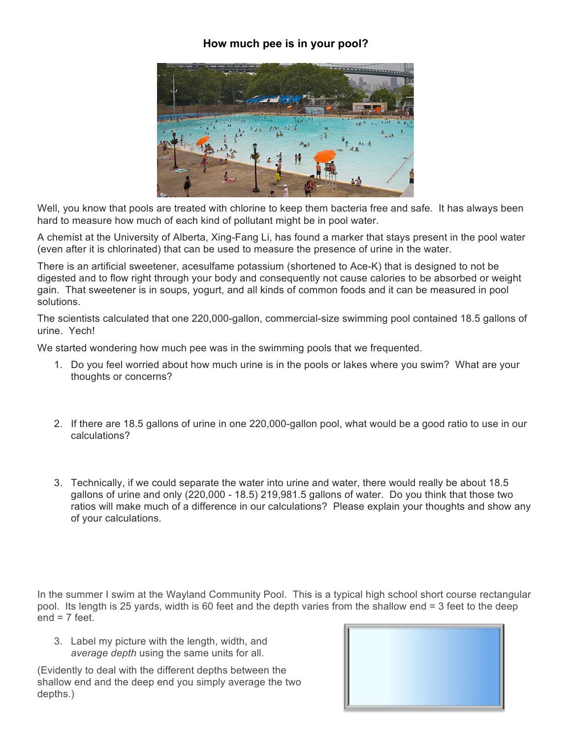# How much pee is in your pool?

Well, you know that pools are treated with chlorine to keep them bacteria free and safe. It has always been hard to measure how much of each kind of pollutant might be in pool water.

A chemist at the University of Alberta, Xing-Fang Li, has found a marker that stays present in the pool water (even after it is chlorinated) that can be used to measure the presence of urine in the water.

There is an artificial sweetener, acesulfame potassium (shortened to Ace-K) that is designed to not be digested and to flow right through your body and consequently not cause calories to be absorbed or weight gain. That sweetener is in soups, yogurt, and all kinds of common foods and it can be measured in pool solutions.

The scientists calculated that one 220,000-gallon, commercial-size swimming pool contained 18.5 gallons of urine. Yech!

We started wondering how much pee was in the swimming pools that we frequented.

1. Do you feel worried about how much urine is in the pools or lakes where you swim? What are your thoughts or concerns?

2. If there are 18.5 gallons of urine in one 220,000-gallon pool, what would be a good ratio to use in our calculations?

3. Technically, if we could separate the water into urine and water, there would really be about 18.5 gallons of urine and only (220,000 - 18.5) 219,981.5 gallons of water. Do you think that those two ratios will make much of a difference in our calculations? Please explain your thoughts and show any of your calculations.

In the summer I swim at the Wayland Community Pool. This is a typical high school short course rectangular pool. Its length is 25 yards, width is 60 feet and the depth varies from the shallow end = 3 feet to the deep end = 7 feet.

3. Label my picture with the length, width, and *average depth* using the same units for all.

(Evidently to deal with the different depths between the shallow end and the deep end you simply average the two depths.)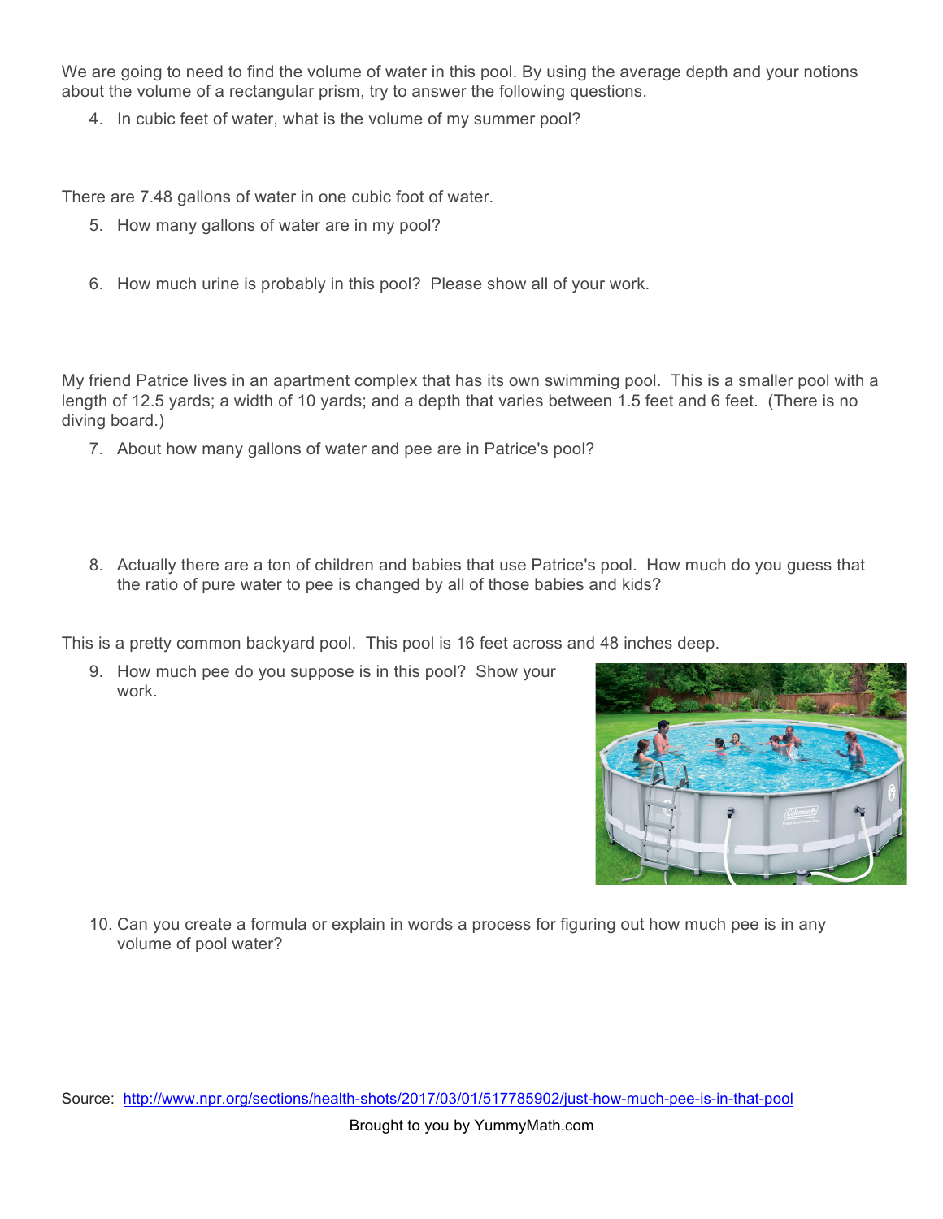We are going to need to find the volume of water in this pool. By using the average depth and your notions about the volume of a rectangular prism, try to answer the following questions.

4. In cubic feet of water, what is the volume of my summer pool?

There are 7.48 gallons of water in one cubic foot of water.

5. How many gallons of water are in my pool?

6. How much urine is probably in this pool? Please show all of your work.

My friend Patrice lives in an apartment complex that has its own swimming pool. This is a smaller pool with a length of 12.5 yards; a width of 10 yards; and a depth that varies between 1.5 feet and 6 feet. (There is no diving board.)

7. About how many gallons of water and pee are in Patrice's pool?

8. Actually there are a ton of children and babies that use Patrice's pool. How much do you guess that the ratio of pure water to pee is changed by all of those babies and kids?

This is a pretty common backyard pool. This pool is 16 feet across and 48 inches deep.

9. How much pee do you suppose is in this pool? Show your work.

10. Can you create a formula or explain in words a process for figuring out how much pee is in any volume of pool water?

Source: http://www.npr.org/sections/health-shots/2017/03/01/517785902/just-how-much-pee-is-in-that-pool

Brought to you by YummyMath.com